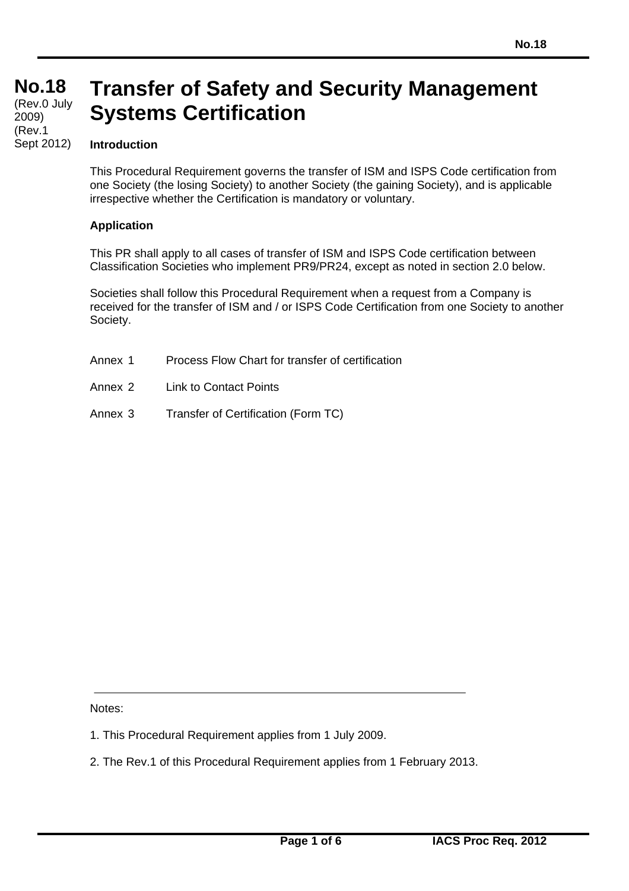# No.18 Transfer of Safety and Security Management Systems Certification

(Rev.0 July 2009)
(Rev.1 Sept 2012)

## Introduction

This Procedural Requirement governs the transfer of ISM and ISPS Code certification from one Society (the losing Society) to another Society (the gaining Society), and is applicable irrespective whether the Certification is mandatory or voluntary.

## Application

This PR shall apply to all cases of transfer of ISM and ISPS Code certification between Classification Societies who implement PR9/PR24, except as noted in section 2.0 below.

Societies shall follow this Procedural Requirement when a request from a Company is received for the transfer of ISM and / or ISPS Code Certification from one Society to another Society.

Annex 1 Process Flow Chart for transfer of certification

Annex 2 Link to Contact Points

Annex 3 Transfer of Certification (Form TC)

---

Notes:

1. This Procedural Requirement applies from 1 July 2009.

2. The Rev.1 of this Procedural Requirement applies from 1 February 2013.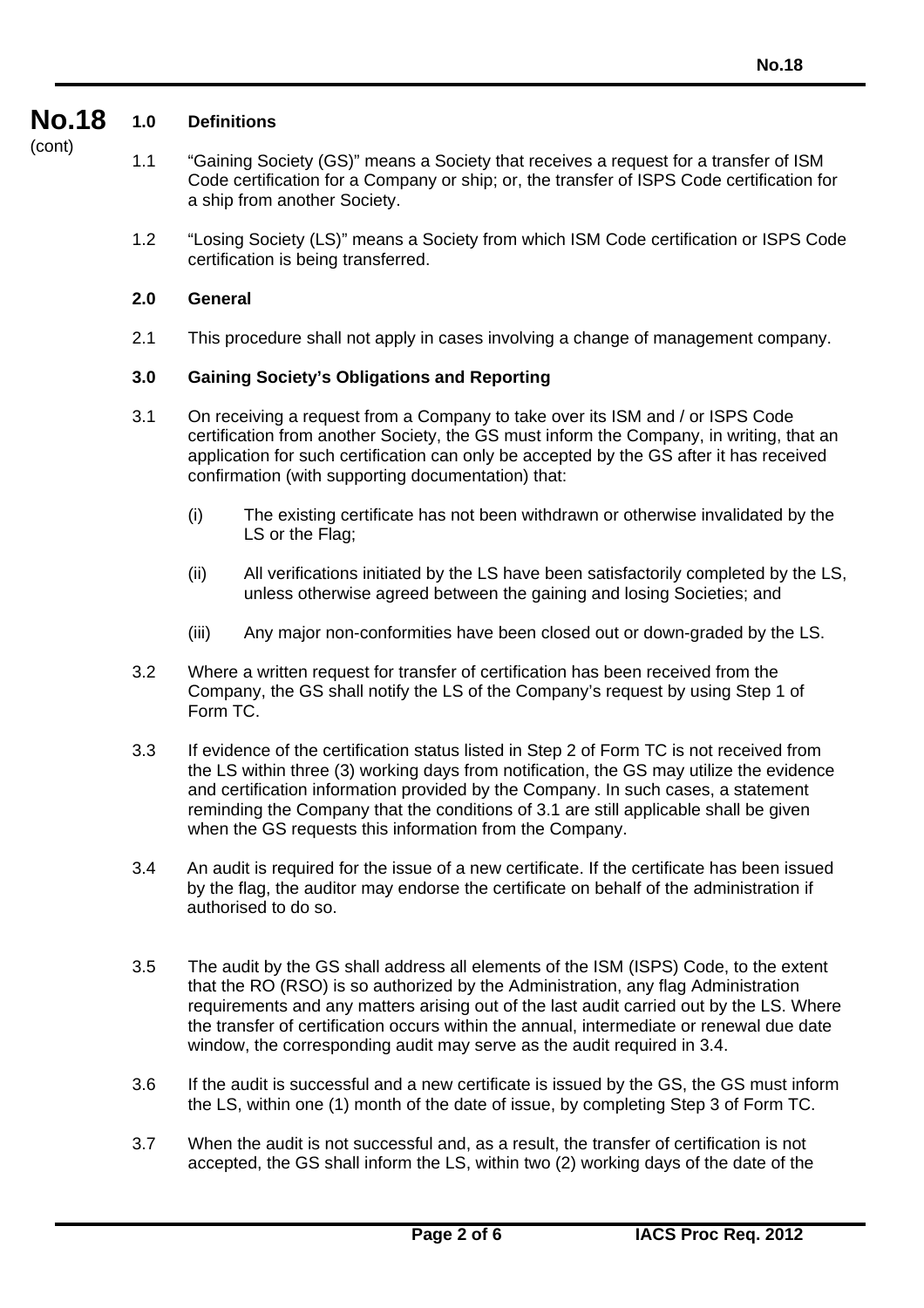**No.18** (cont)

## 1.0 Definitions

1.1 "Gaining Society (GS)" means a Society that receives a request for a transfer of ISM Code certification for a Company or ship; or, the transfer of ISPS Code certification for a ship from another Society.

1.2 "Losing Society (LS)" means a Society from which ISM Code certification or ISPS Code certification is being transferred.

## 2.0 General

2.1 This procedure shall not apply in cases involving a change of management company.

## 3.0 Gaining Society's Obligations and Reporting

3.1 On receiving a request from a Company to take over its ISM and / or ISPS Code certification from another Society, the GS must inform the Company, in writing, that an application for such certification can only be accepted by the GS after it has received confirmation (with supporting documentation) that:

(i) The existing certificate has not been withdrawn or otherwise invalidated by the LS or the Flag;

(ii) All verifications initiated by the LS have been satisfactorily completed by the LS, unless otherwise agreed between the gaining and losing Societies; and

(iii) Any major non-conformities have been closed out or down-graded by the LS.

3.2 Where a written request for transfer of certification has been received from the Company, the GS shall notify the LS of the Company's request by using Step 1 of Form TC.

3.3 If evidence of the certification status listed in Step 2 of Form TC is not received from the LS within three (3) working days from notification, the GS may utilize the evidence and certification information provided by the Company. In such cases, a statement reminding the Company that the conditions of 3.1 are still applicable shall be given when the GS requests this information from the Company.

3.4 An audit is required for the issue of a new certificate. If the certificate has been issued by the flag, the auditor may endorse the certificate on behalf of the administration if authorised to do so.

3.5 The audit by the GS shall address all elements of the ISM (ISPS) Code, to the extent that the RO (RSO) is so authorized by the Administration, any flag Administration requirements and any matters arising out of the last audit carried out by the LS. Where the transfer of certification occurs within the annual, intermediate or renewal due date window, the corresponding audit may serve as the audit required in 3.4.

3.6 If the audit is successful and a new certificate is issued by the GS, the GS must inform the LS, within one (1) month of the date of issue, by completing Step 3 of Form TC.

3.7 When the audit is not successful and, as a result, the transfer of certification is not accepted, the GS shall inform the LS, within two (2) working days of the date of the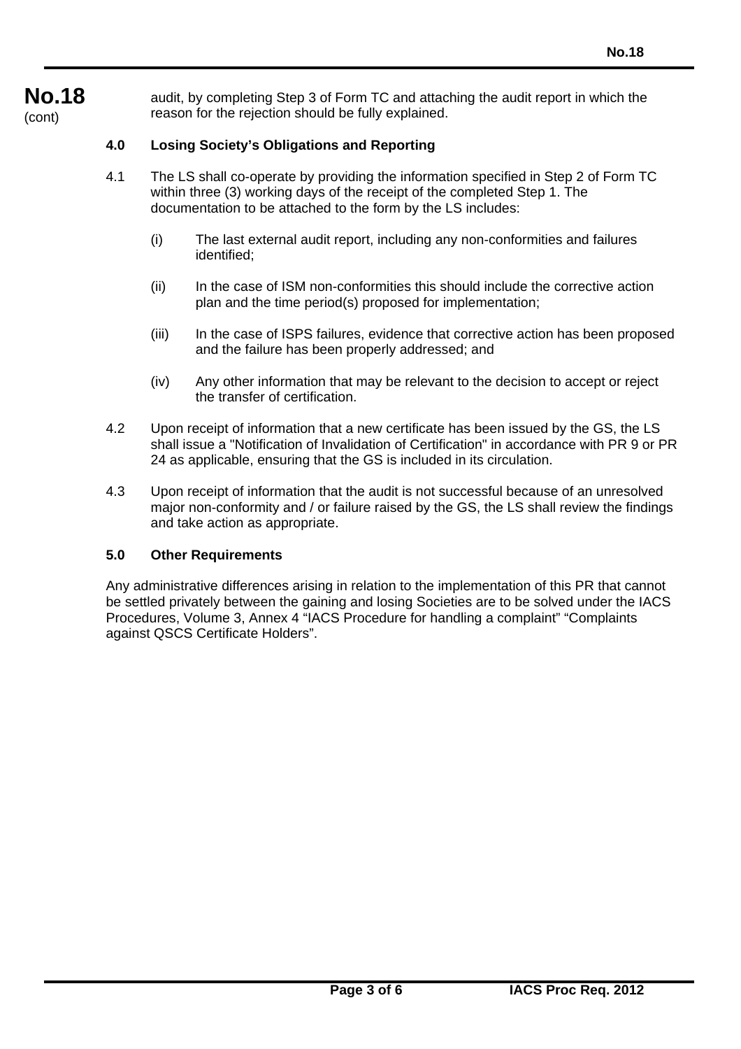audit, by completing Step 3 of Form TC and attaching the audit report in which the reason for the rejection should be fully explained.

**4.0 Losing Society's Obligations and Reporting**

4.1 The LS shall co-operate by providing the information specified in Step 2 of Form TC within three (3) working days of the receipt of the completed Step 1. The documentation to be attached to the form by the LS includes:

(i) The last external audit report, including any non-conformities and failures identified;

(ii) In the case of ISM non-conformities this should include the corrective action plan and the time period(s) proposed for implementation;

(iii) In the case of ISPS failures, evidence that corrective action has been proposed and the failure has been properly addressed; and

(iv) Any other information that may be relevant to the decision to accept or reject the transfer of certification.

4.2 Upon receipt of information that a new certificate has been issued by the GS, the LS shall issue a "Notification of Invalidation of Certification" in accordance with PR 9 or PR 24 as applicable, ensuring that the GS is included in its circulation.

4.3 Upon receipt of information that the audit is not successful because of an unresolved major non-conformity and / or failure raised by the GS, the LS shall review the findings and take action as appropriate.

**5.0 Other Requirements**

Any administrative differences arising in relation to the implementation of this PR that cannot be settled privately between the gaining and losing Societies are to be solved under the IACS Procedures, Volume 3, Annex 4 "IACS Procedure for handling a complaint" "Complaints against QSCS Certificate Holders".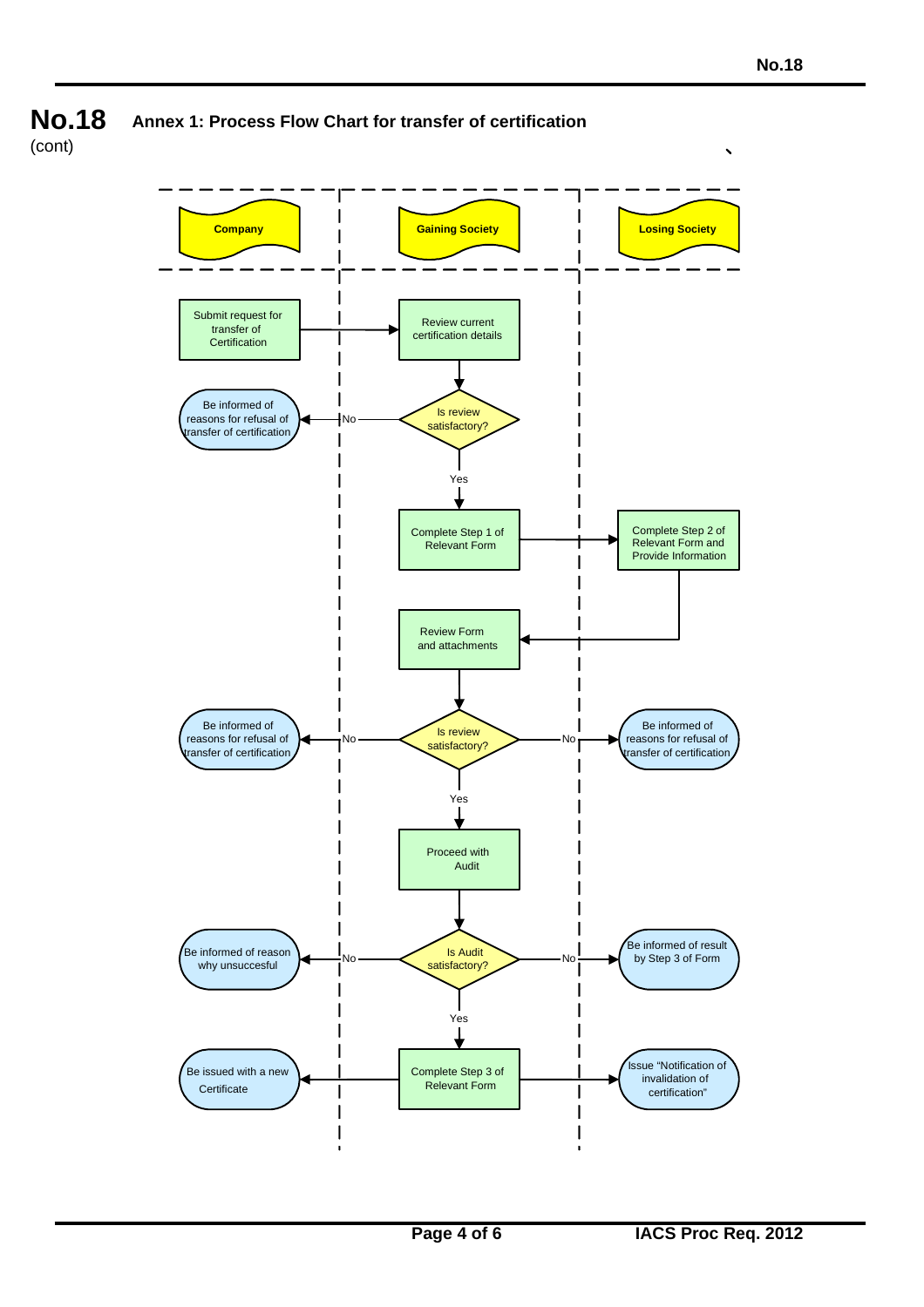**No.18** (cont)

## Annex 1: Process Flow Chart for transfer of certification

| Company | Gaining Society | Losing Society |
| --- | --- | --- |
| Submit request for transfer of Certification | Review current certification details | |
| Be informed of reasons for refusal of transfer of certification (No) | Is review satisfactory? | |
| | Yes → Complete Step 1 of Relevant Form | Complete Step 2 of Relevant Form and Provide Information |
| | Review Form and attachments | |
| Be informed of reasons for refusal of transfer of certification (No) | Is review satisfactory? | (No) Be informed of reasons for refusal of transfer of certification |
| | Yes → Proceed with Audit | |
| Be informed of reason why unsuccesful (No) | Is Audit satisfactory? | (No) Be informed of result by Step 3 of Form |
| Be issued with a new Certificate | Yes → Complete Step 3 of Relevant Form | Issue "Notification of invalidation of certification" |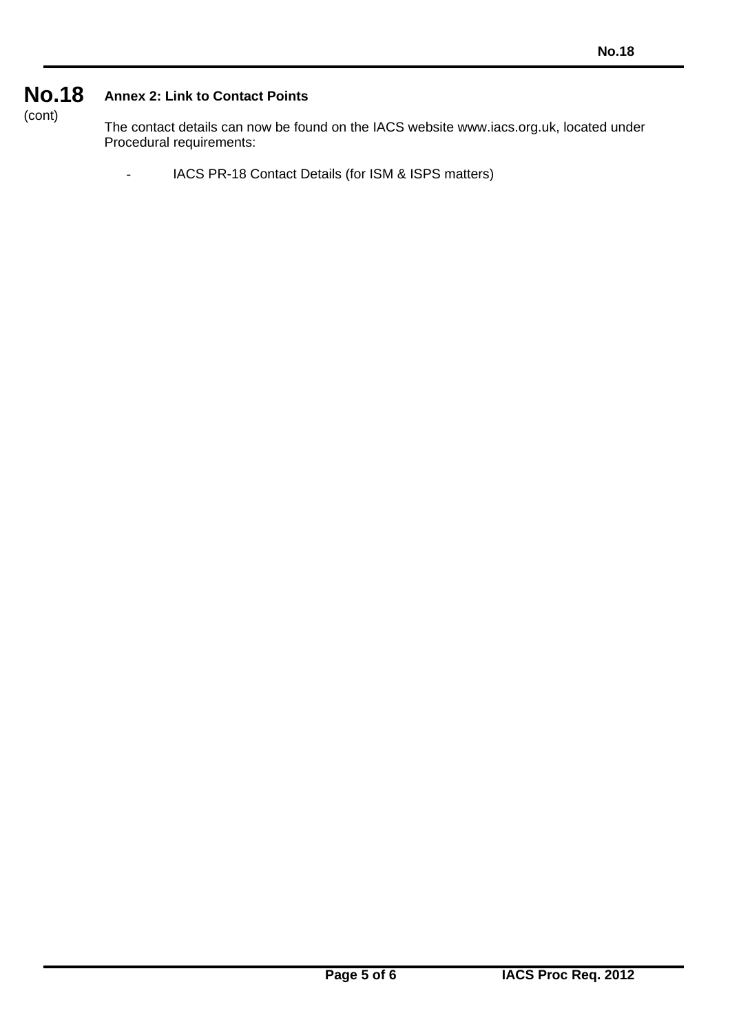**No.18** (cont)

### Annex 2: Link to Contact Points

The contact details can now be found on the IACS website www.iacs.org.uk, located under Procedural requirements:

- IACS PR-18 Contact Details (for ISM & ISPS matters)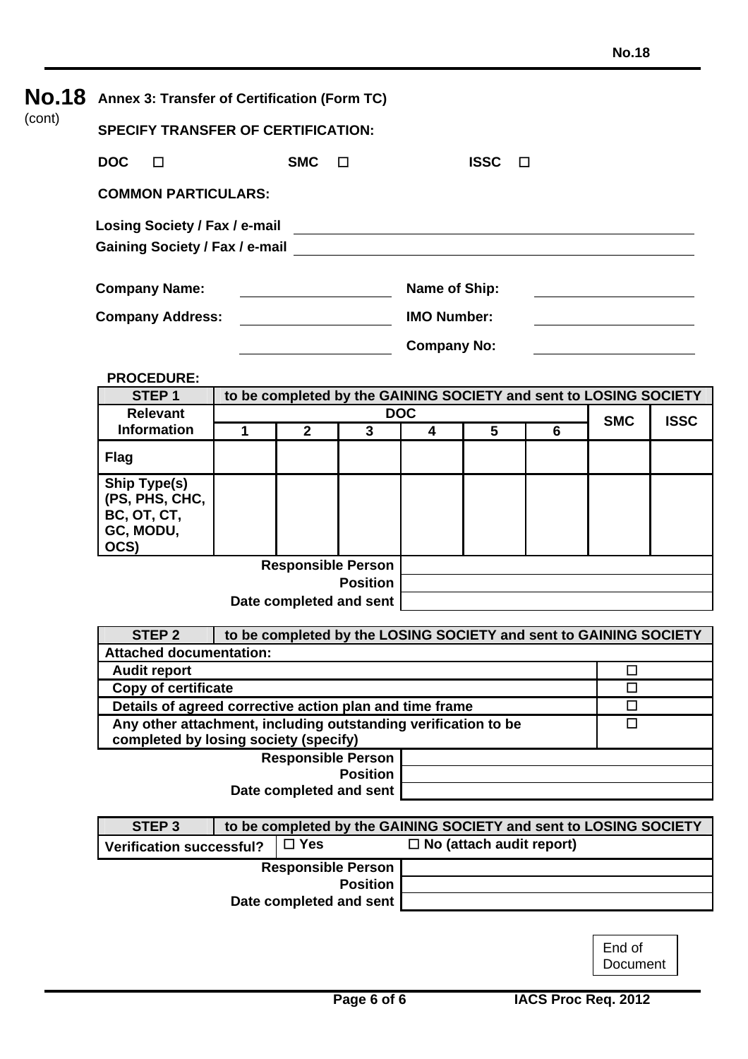# No.18 (cont)

**Annex 3: Transfer of Certification (Form TC)**

**SPECIFY TRANSFER OF CERTIFICATION:**

**DOC** ☐ **SMC** ☐ **ISSC** ☐

**COMMON PARTICULARS:**

**Losing Society / Fax / e-mail** ____________________

**Gaining Society / Fax / e-mail** ____________________

**Company Name:** ____________________ **Name of Ship:** ____________________

**Company Address:** ____________________ **IMO Number:** ____________________

____________________ **Company No:** ____________________

**PROCEDURE:**

| STEP 1 | to be completed by the GAINING SOCIETY and sent to LOSING SOCIETY | | | | | | | |
|---|---|---|---|---|---|---|---|---|
| Relevant Information | DOC | | | | | | SMC | ISSC |
| | 1 | 2 | 3 | 4 | 5 | 6 | | |
| Flag | | | | | | | | |
| Ship Type(s) (PS, PHS, CHC, BC, OT, CT, GC, MODU, OCS) | | | | | | | | |
| Responsible Person | | | | | | | | |
| Position | | | | | | | | |
| Date completed and sent | | | | | | | | |

| STEP 2 | to be completed by the LOSING SOCIETY and sent to GAINING SOCIETY |
|---|---|
| **Attached documentation:** | |
| Audit report | ☐ |
| Copy of certificate | ☐ |
| Details of agreed corrective action plan and time frame | ☐ |
| Any other attachment, including outstanding verification to be completed by losing society (specify) | ☐ |
| Responsible Person | |
| Position | |
| Date completed and sent | |

| STEP 3 | to be completed by the GAINING SOCIETY and sent to LOSING SOCIETY | |
|---|---|---|
| Verification successful? | ☐ Yes | ☐ No (attach audit report) |
| Responsible Person | | |
| Position | | |
| Date completed and sent | | |

End of Document